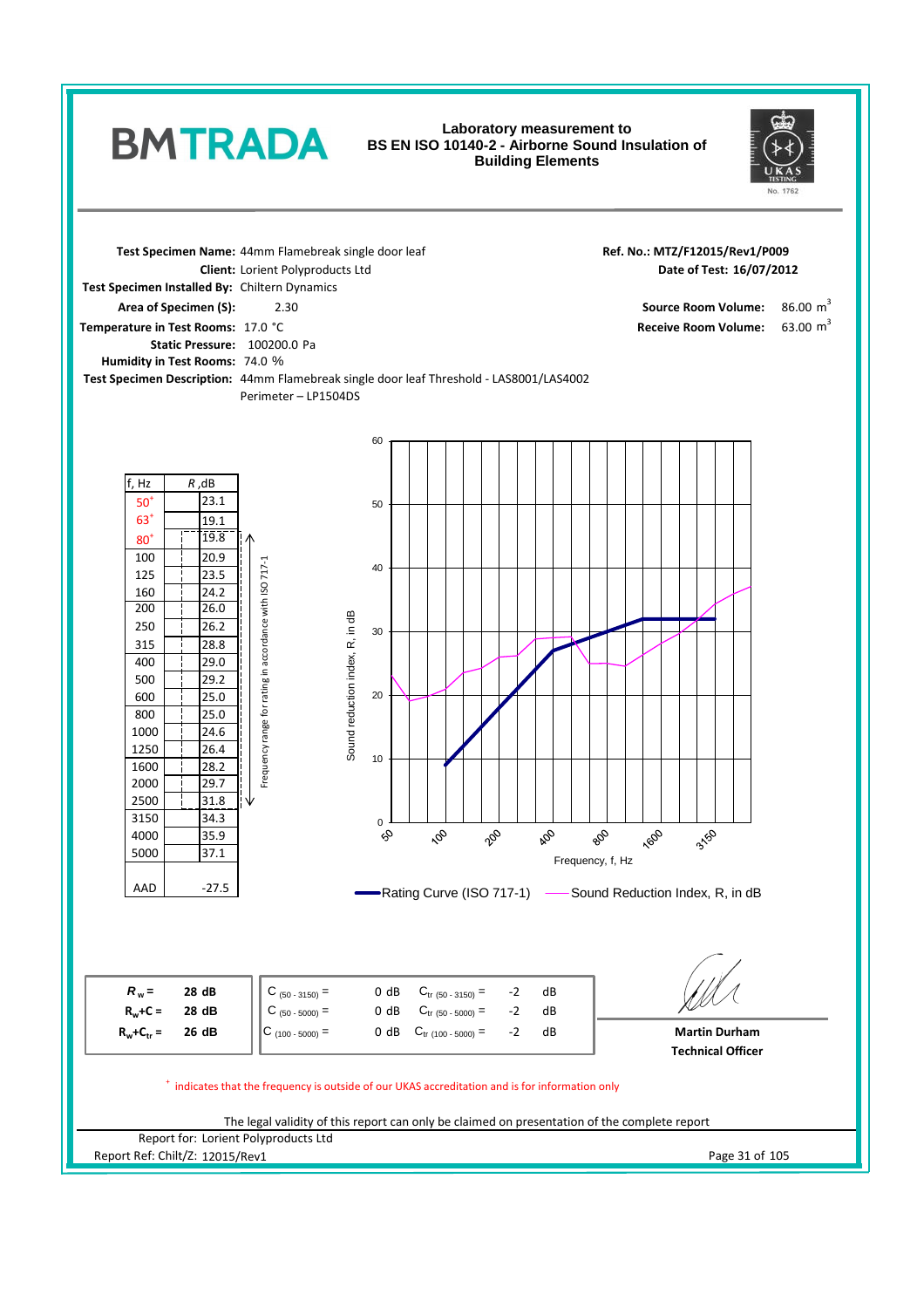# BMTRADA

**Laboratory measurement to BS EN ISO 10140-2 - Airborne Sound Insulation of Building Elements**

UKAS TESTING No. 1762

**Test Specimen Name:** 44mm Flamebreak single door leaf
**Client:** Lorient Polyproducts Ltd
**Test Specimen Installed By:** Chiltern Dynamics
**Area of Specimen (S):** 2.30
**Temperature in Test Rooms:** 17.0 °C
**Static Pressure:** 100200.0 Pa
**Humidity in Test Rooms:** 74.0 %
**Test Specimen Description:** 44mm Flamebreak single door leaf Threshold - LAS8001/LAS4002
Perimeter – LP1504DS

**Ref. No.: MTZ/F12015/Rev1/P009**
**Date of Test: 16/07/2012**

**Source Room Volume:** 86.00 $m^3$
**Receive Room Volume:** 63.00 $m^3$

| f, Hz | R, dB |
|---|---|
| 50+ | 23.1 |
| 63+ | 19.1 |
| 80+ | 19.8 |
| 100 | 20.9 |
| 125 | 23.5 |
| 160 | 24.2 |
| 200 | 26.0 |
| 250 | 26.2 |
| 315 | 28.8 |
| 400 | 29.0 |
| 500 | 29.2 |
| 600 | 25.0 |
| 800 | 25.0 |
| 1000 | 24.6 |
| 1250 | 26.4 |
| 1600 | 28.2 |
| 2000 | 29.7 |
| 2500 | 31.8 |
| 3150 | 34.3 |
| 4000 | 35.9 |
| 5000 | 37.1 |
| AAD | -27.5 |

Frequency range for rating in accordance with ISO 717-1 (100 – 3150 Hz)

Chart: Sound reduction index, R, in dB vs Frequency, f, Hz — Rating Curve (ISO 717-1); Sound Reduction Index, R, in dB

| | | | | | |
|---|---|---|---|---|---|
| $R_w$ = | 28 dB | $C_{(50-3150)}$ = 0 dB | $C_{tr\,(50-3150)}$ = -2 dB |
| $R_w+C$ = | 28 dB | $C_{(50-5000)}$ = 0 dB | $C_{tr\,(50-5000)}$ = -2 dB |
| $R_w+C_{tr}$ = | 26 dB | $C_{(100-5000)}$ = 0 dB | $C_{tr\,(100-5000)}$ = -2 dB |

**Martin Durham**
**Technical Officer**

+ indicates that the frequency is outside of our UKAS accreditation and is for information only

The legal validity of this report can only be claimed on presentation of the complete report

Report for: Lorient Polyproducts Ltd
Report Ref: Chilt/Z: 12015/Rev1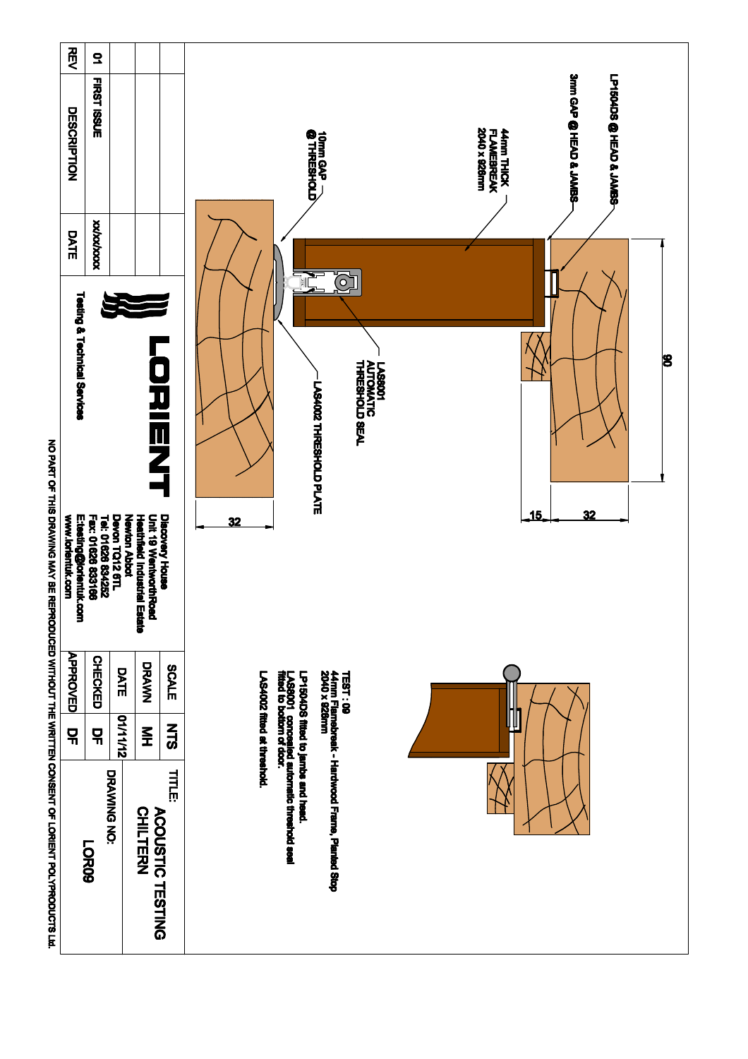LP1504DS @ HEAD & JAMBS

3mm GAP @ HEAD & JAMBS

44mm THICK
FLAMEBREAK
2040 x 926mm

10mm GAP
@ THRESHOLD

LAS8001
AUTOMATIC
THRESHOLD SEAL

LAS4002 THRESHOLD PLATE

90

15

32

32

TEST : 09
44mm Flamebreak - Hardwood Frame, Planted Stop
2040 x 926mm

LP1504DS fitted to jambs and head.
LAS8001 concealed automatic threshold seal fitted to bottom of door.
LAS4002 fitted at threshold.

| REV | DESCRIPTION | DATE |
|---|---|---|
| 01 | FIRST ISSUE | xx/xx/xxxx |

**LORIENT**
Testing & Technical Services

Discovery House
Unit 19 Wentworth Road
Heathfield Industrial Estate
Newton Abbot
Devon TQ12 6TL
Tel: 01626 834252
Fax: 01626 833166
E:testing@lorientuk.com
www.lorientuk.com

| | | |
|---|---|---|
| SCALE | NTS | TITLE: ACOUSTIC TESTING CHILTERN |
| DRAWN | MH | |
| DATE | 01/11/12 | DRAWING NO: LOR09 |
| CHECKED | DF | |
| APPROVED | DF | |

NO PART OF THIS DRAWING MAY BE REPRODUCED WITHOUT THE WRITTEN CONSENT OF LORIENT POLYPRODUCTS Ltd.